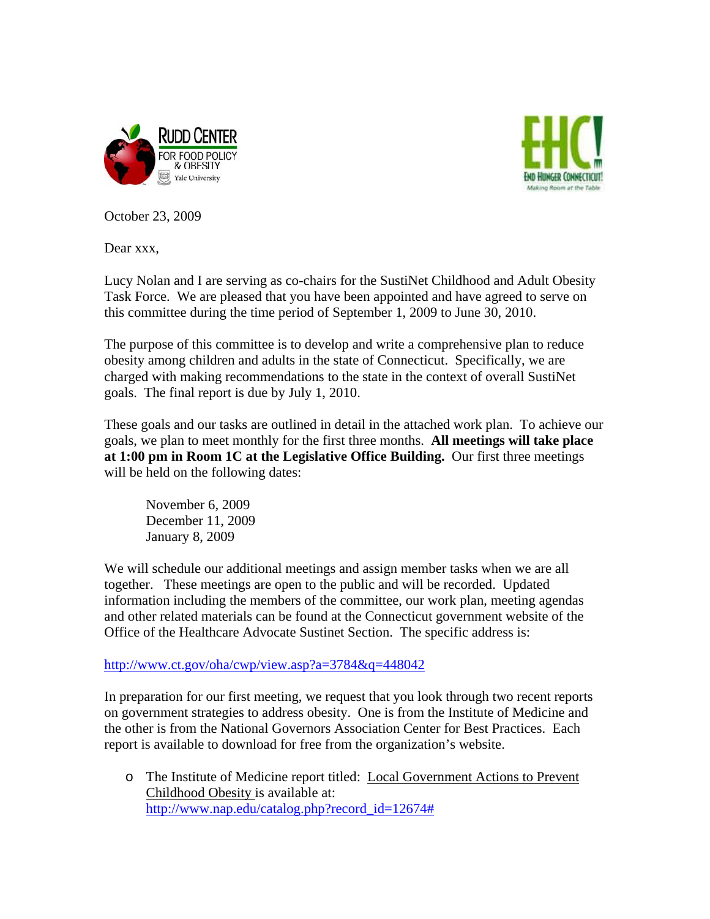RUDD CENTER FOR FOOD POLICY & OBESITY Yale University

EHC! END HUNGER CONNECTICUT! Making Room at the Table

October 23, 2009

Dear xxx,

Lucy Nolan and I are serving as co-chairs for the SustiNet Childhood and Adult Obesity Task Force. We are pleased that you have been appointed and have agreed to serve on this committee during the time period of September 1, 2009 to June 30, 2010.

The purpose of this committee is to develop and write a comprehensive plan to reduce obesity among children and adults in the state of Connecticut. Specifically, we are charged with making recommendations to the state in the context of overall SustiNet goals. The final report is due by July 1, 2010.

These goals and our tasks are outlined in detail in the attached work plan. To achieve our goals, we plan to meet monthly for the first three months. **All meetings will take place at 1:00 pm in Room 1C at the Legislative Office Building.** Our first three meetings will be held on the following dates:

November 6, 2009
December 11, 2009
January 8, 2009

We will schedule our additional meetings and assign member tasks when we are all together. These meetings are open to the public and will be recorded. Updated information including the members of the committee, our work plan, meeting agendas and other related materials can be found at the Connecticut government website of the Office of the Healthcare Advocate Sustinet Section. The specific address is:

http://www.ct.gov/oha/cwp/view.asp?a=3784&q=448042

In preparation for our first meeting, we request that you look through two recent reports on government strategies to address obesity. One is from the Institute of Medicine and the other is from the National Governors Association Center for Best Practices. Each report is available to download for free from the organization's website.

- The Institute of Medicine report titled: Local Government Actions to Prevent Childhood Obesity is available at: http://www.nap.edu/catalog.php?record_id=12674#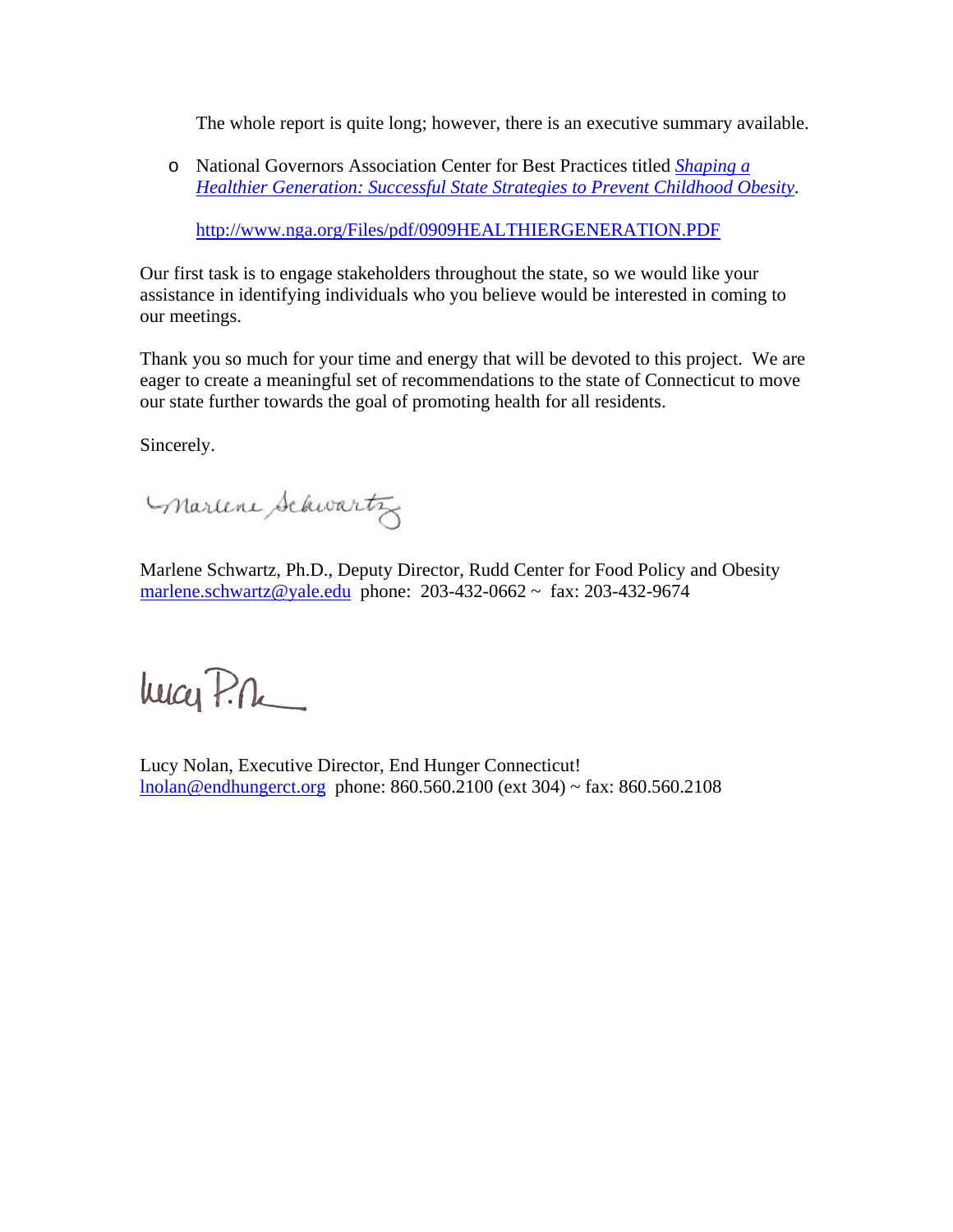The whole report is quite long; however, there is an executive summary available.

- National Governors Association Center for Best Practices titled *Shaping a Healthier Generation: Successful State Strategies to Prevent Childhood Obesity*.

  http://www.nga.org/Files/pdf/0909HEALTHIERGENERATION.PDF

Our first task is to engage stakeholders throughout the state, so we would like your assistance in identifying individuals who you believe would be interested in coming to our meetings.

Thank you so much for your time and energy that will be devoted to this project. We are eager to create a meaningful set of recommendations to the state of Connecticut to move our state further towards the goal of promoting health for all residents.

Sincerely.

Marlene Schwartz

Marlene Schwartz, Ph.D., Deputy Director, Rudd Center for Food Policy and Obesity
marlene.schwartz@yale.edu phone: 203-432-0662 ~ fax: 203-432-9674

Lucy P.N

Lucy Nolan, Executive Director, End Hunger Connecticut!
lnolan@endhungerct.org phone: 860.560.2100 (ext 304) ~ fax: 860.560.2108